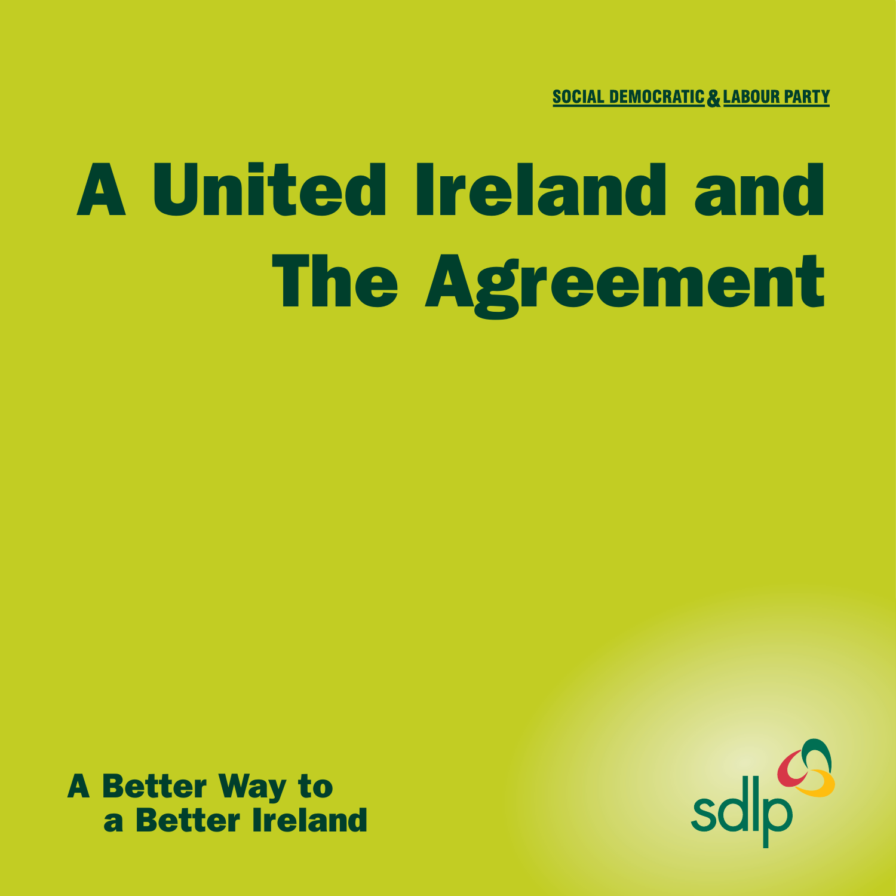SOCIAL DEMOCRATIC & LABOUR PARTY

# A United Ireland and The Agreement

**A Better Way to a Better Ireland**

sdlp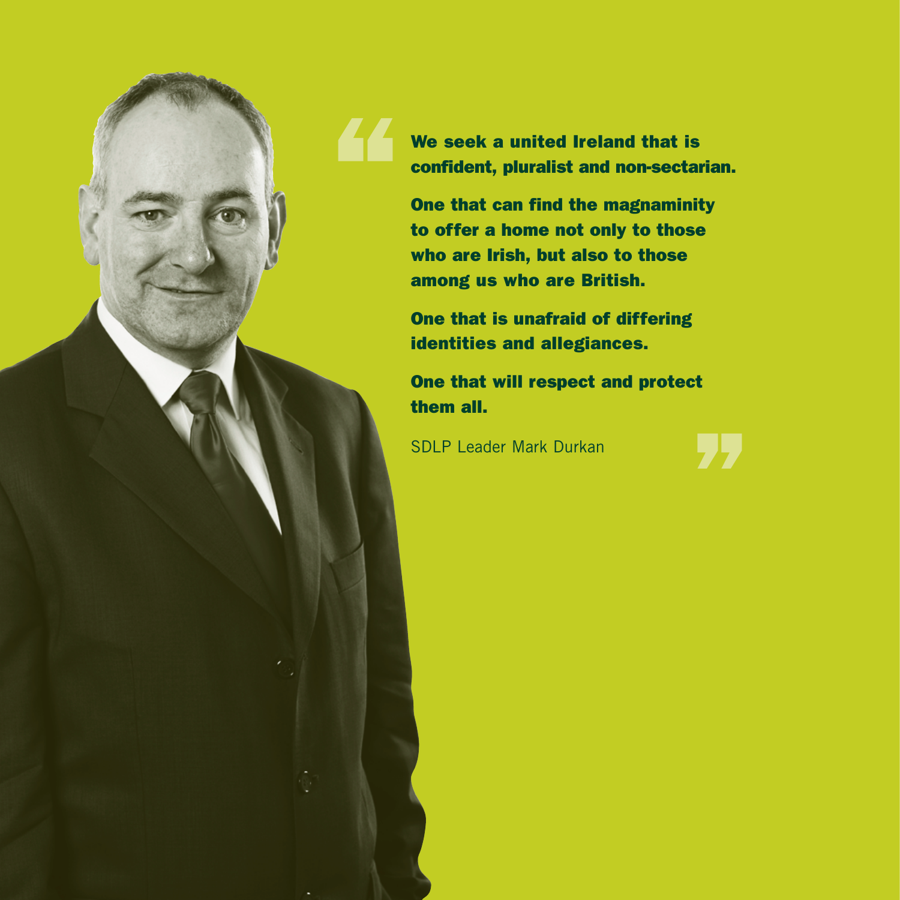> **We seek a united Ireland that is confident, pluralist and non-sectarian.**
>
> **One that can find the magnaminity to offer a home not only to those who are Irish, but also to those among us who are British.**
>
> **One that is unafraid of differing identities and allegiances.**
>
> **One that will respect and protect them all.**
>
> SDLP Leader Mark Durkan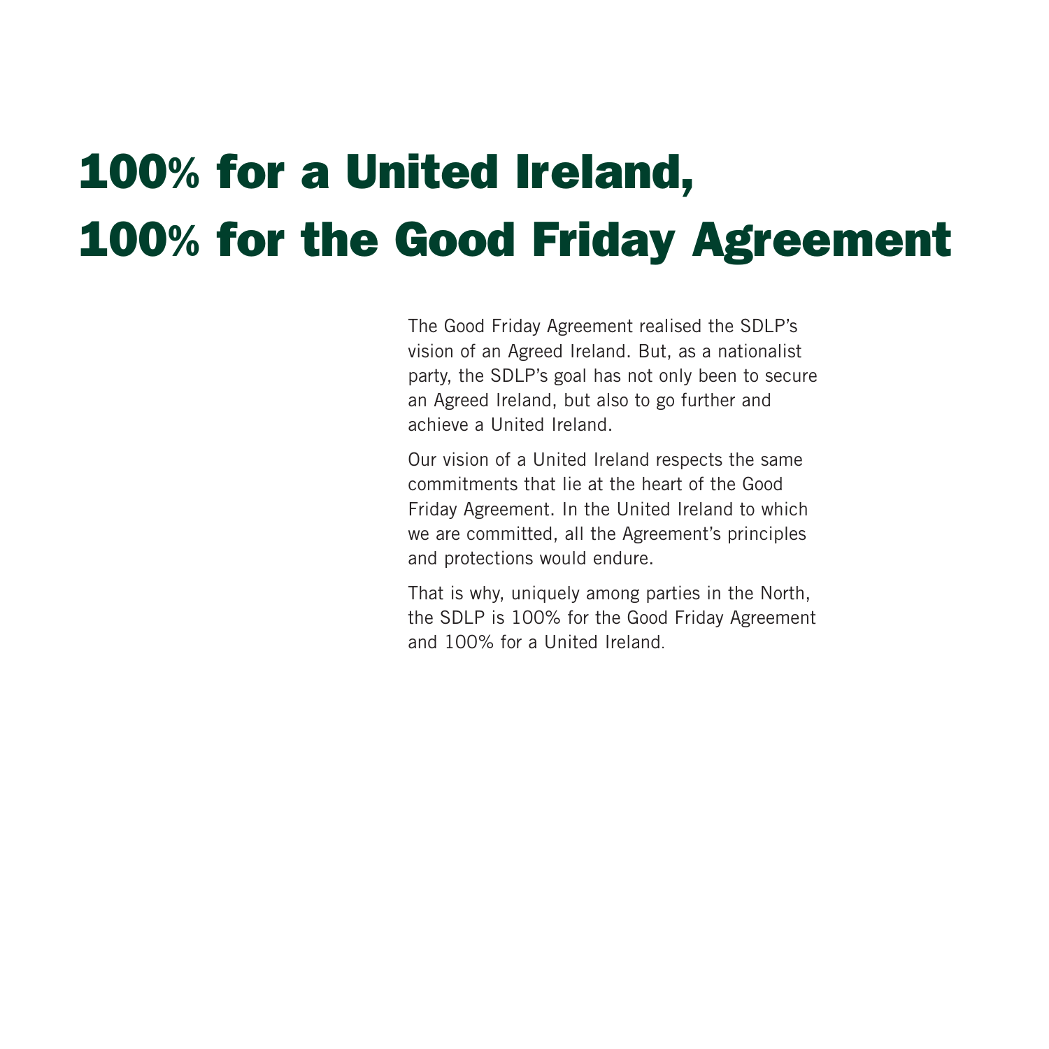# 100% for a United Ireland, 100% for the Good Friday Agreement

The Good Friday Agreement realised the SDLP's vision of an Agreed Ireland. But, as a nationalist party, the SDLP's goal has not only been to secure an Agreed Ireland, but also to go further and achieve a United Ireland.

Our vision of a United Ireland respects the same commitments that lie at the heart of the Good Friday Agreement. In the United Ireland to which we are committed, all the Agreement's principles and protections would endure.

That is why, uniquely among parties in the North, the SDLP is 100% for the Good Friday Agreement and 100% for a United Ireland.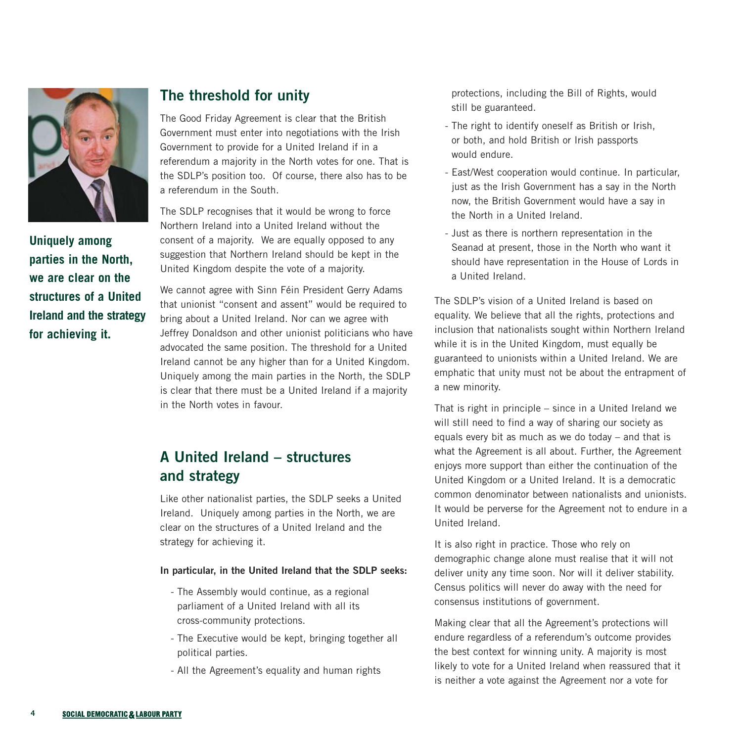**Uniquely among parties in the North, we are clear on the structures of a United Ireland and the strategy for achieving it.**

## The threshold for unity

The Good Friday Agreement is clear that the British Government must enter into negotiations with the Irish Government to provide for a United Ireland if in a referendum a majority in the North votes for one. That is the SDLP's position too. Of course, there also has to be a referendum in the South.

The SDLP recognises that it would be wrong to force Northern Ireland into a United Ireland without the consent of a majority. We are equally opposed to any suggestion that Northern Ireland should be kept in the United Kingdom despite the vote of a majority.

We cannot agree with Sinn Féin President Gerry Adams that unionist "consent and assent" would be required to bring about a United Ireland. Nor can we agree with Jeffrey Donaldson and other unionist politicians who have advocated the same position. The threshold for a United Ireland cannot be any higher than for a United Kingdom. Uniquely among the main parties in the North, the SDLP is clear that there must be a United Ireland if a majority in the North votes in favour.

## A United Ireland – structures and strategy

Like other nationalist parties, the SDLP seeks a United Ireland. Uniquely among parties in the North, we are clear on the structures of a United Ireland and the strategy for achieving it.

**In particular, in the United Ireland that the SDLP seeks:**

- The Assembly would continue, as a regional parliament of a United Ireland with all its cross-community protections.
- The Executive would be kept, bringing together all political parties.
- All the Agreement's equality and human rights protections, including the Bill of Rights, would still be guaranteed.
- The right to identify oneself as British or Irish, or both, and hold British or Irish passports would endure.
- East/West cooperation would continue. In particular, just as the Irish Government has a say in the North now, the British Government would have a say in the North in a United Ireland.
- Just as there is northern representation in the Seanad at present, those in the North who want it should have representation in the House of Lords in a United Ireland.

The SDLP's vision of a United Ireland is based on equality. We believe that all the rights, protections and inclusion that nationalists sought within Northern Ireland while it is in the United Kingdom, must equally be guaranteed to unionists within a United Ireland. We are emphatic that unity must not be about the entrapment of a new minority.

That is right in principle – since in a United Ireland we will still need to find a way of sharing our society as equals every bit as much as we do today – and that is what the Agreement is all about. Further, the Agreement enjoys more support than either the continuation of the United Kingdom or a United Ireland. It is a democratic common denominator between nationalists and unionists. It would be perverse for the Agreement not to endure in a United Ireland.

It is also right in practice. Those who rely on demographic change alone must realise that it will not deliver unity any time soon. Nor will it deliver stability. Census politics will never do away with the need for consensus institutions of government.

Making clear that all the Agreement's protections will endure regardless of a referendum's outcome provides the best context for winning unity. A majority is most likely to vote for a United Ireland when reassured that it is neither a vote against the Agreement nor a vote for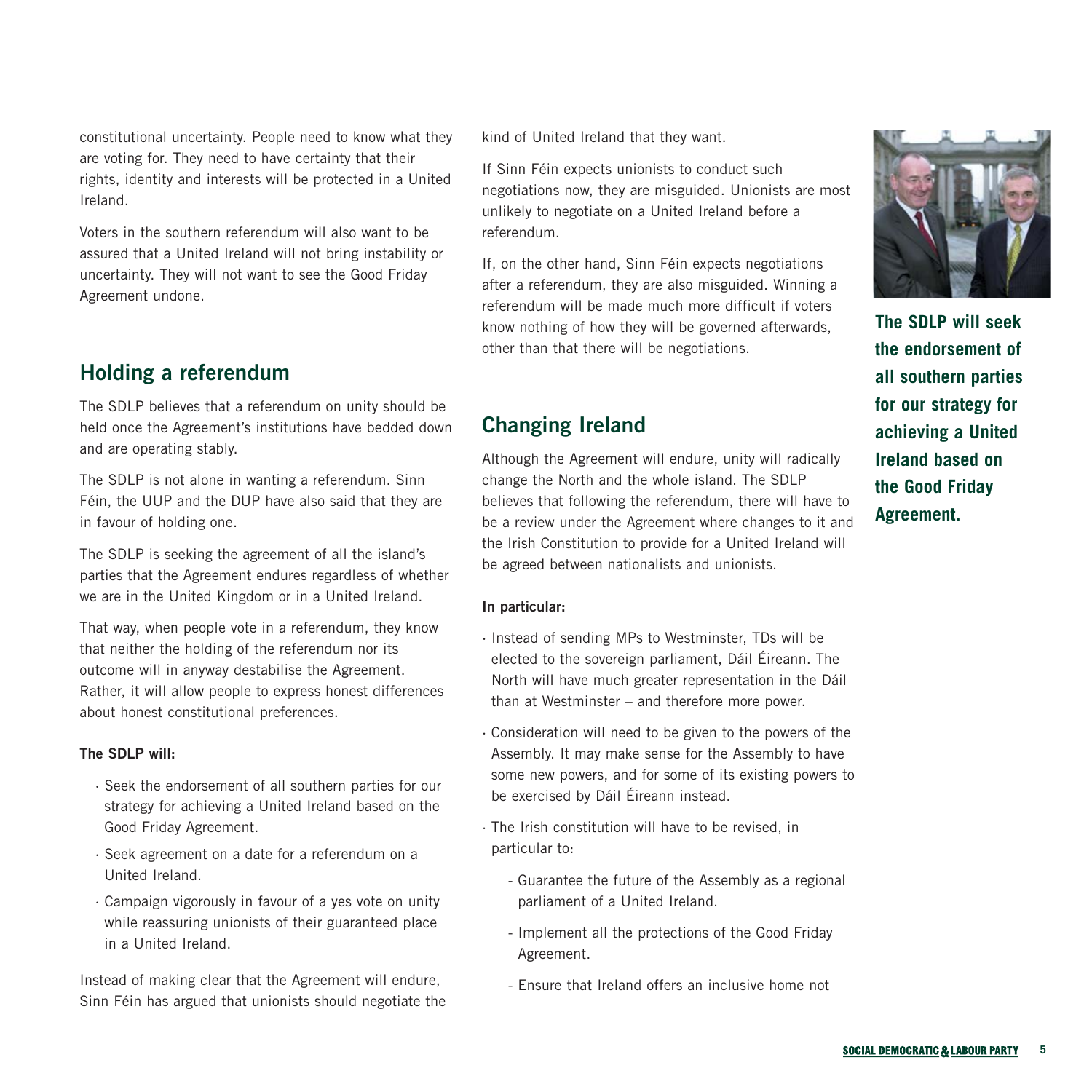constitutional uncertainty. People need to know what they are voting for. They need to have certainty that their rights, identity and interests will be protected in a United Ireland.

Voters in the southern referendum will also want to be assured that a United Ireland will not bring instability or uncertainty. They will not want to see the Good Friday Agreement undone.

## Holding a referendum

The SDLP believes that a referendum on unity should be held once the Agreement's institutions have bedded down and are operating stably.

The SDLP is not alone in wanting a referendum. Sinn Féin, the UUP and the DUP have also said that they are in favour of holding one.

The SDLP is seeking the agreement of all the island's parties that the Agreement endures regardless of whether we are in the United Kingdom or in a United Ireland.

That way, when people vote in a referendum, they know that neither the holding of the referendum nor its outcome will in anyway destabilise the Agreement. Rather, it will allow people to express honest differences about honest constitutional preferences.

**The SDLP will:**

- Seek the endorsement of all southern parties for our strategy for achieving a United Ireland based on the Good Friday Agreement.
- Seek agreement on a date for a referendum on a United Ireland.
- Campaign vigorously in favour of a yes vote on unity while reassuring unionists of their guaranteed place in a United Ireland.

Instead of making clear that the Agreement will endure, Sinn Féin has argued that unionists should negotiate the kind of United Ireland that they want.

If Sinn Féin expects unionists to conduct such negotiations now, they are misguided. Unionists are most unlikely to negotiate on a United Ireland before a referendum.

If, on the other hand, Sinn Féin expects negotiations after a referendum, they are also misguided. Winning a referendum will be made much more difficult if voters know nothing of how they will be governed afterwards, other than that there will be negotiations.

## Changing Ireland

Although the Agreement will endure, unity will radically change the North and the whole island. The SDLP believes that following the referendum, there will have to be a review under the Agreement where changes to it and the Irish Constitution to provide for a United Ireland will be agreed between nationalists and unionists.

**In particular:**

- Instead of sending MPs to Westminster, TDs will be elected to the sovereign parliament, Dáil Éireann. The North will have much greater representation in the Dáil than at Westminster – and therefore more power.
- Consideration will need to be given to the powers of the Assembly. It may make sense for the Assembly to have some new powers, and for some of its existing powers to be exercised by Dáil Éireann instead.
- The Irish constitution will have to be revised, in particular to:
  - Guarantee the future of the Assembly as a regional parliament of a United Ireland.
  - Implement all the protections of the Good Friday Agreement.
  - Ensure that Ireland offers an inclusive home not

**The SDLP will seek the endorsement of all southern parties for our strategy for achieving a United Ireland based on the Good Friday Agreement.**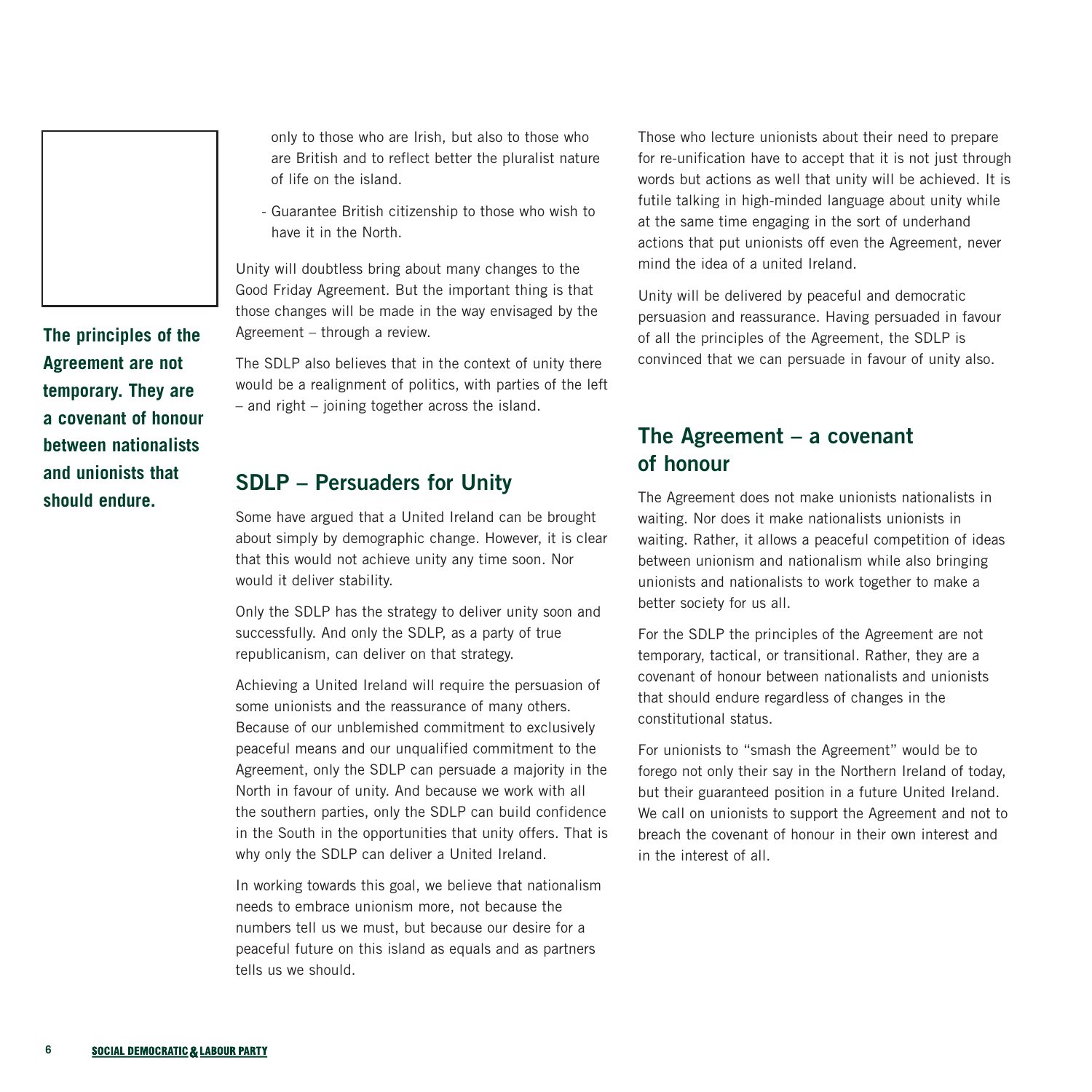**The principles of the Agreement are not temporary. They are a covenant of honour between nationalists and unionists that should endure.**

only to those who are Irish, but also to those who are British and to reflect better the pluralist nature of life on the island.

- Guarantee British citizenship to those who wish to have it in the North.

Unity will doubtless bring about many changes to the Good Friday Agreement. But the important thing is that those changes will be made in the way envisaged by the Agreement – through a review.

The SDLP also believes that in the context of unity there would be a realignment of politics, with parties of the left – and right – joining together across the island.

## SDLP – Persuaders for Unity

Some have argued that a United Ireland can be brought about simply by demographic change. However, it is clear that this would not achieve unity any time soon. Nor would it deliver stability.

Only the SDLP has the strategy to deliver unity soon and successfully. And only the SDLP, as a party of true republicanism, can deliver on that strategy.

Achieving a United Ireland will require the persuasion of some unionists and the reassurance of many others. Because of our unblemished commitment to exclusively peaceful means and our unqualified commitment to the Agreement, only the SDLP can persuade a majority in the North in favour of unity. And because we work with all the southern parties, only the SDLP can build confidence in the South in the opportunities that unity offers. That is why only the SDLP can deliver a United Ireland.

In working towards this goal, we believe that nationalism needs to embrace unionism more, not because the numbers tell us we must, but because our desire for a peaceful future on this island as equals and as partners tells us we should.

Those who lecture unionists about their need to prepare for re-unification have to accept that it is not just through words but actions as well that unity will be achieved. It is futile talking in high-minded language about unity while at the same time engaging in the sort of underhand actions that put unionists off even the Agreement, never mind the idea of a united Ireland.

Unity will be delivered by peaceful and democratic persuasion and reassurance. Having persuaded in favour of all the principles of the Agreement, the SDLP is convinced that we can persuade in favour of unity also.

## The Agreement – a covenant of honour

The Agreement does not make unionists nationalists in waiting. Nor does it make nationalists unionists in waiting. Rather, it allows a peaceful competition of ideas between unionism and nationalism while also bringing unionists and nationalists to work together to make a better society for us all.

For the SDLP the principles of the Agreement are not temporary, tactical, or transitional. Rather, they are a covenant of honour between nationalists and unionists that should endure regardless of changes in the constitutional status.

For unionists to "smash the Agreement" would be to forego not only their say in the Northern Ireland of today, but their guaranteed position in a future United Ireland. We call on unionists to support the Agreement and not to breach the covenant of honour in their own interest and in the interest of all.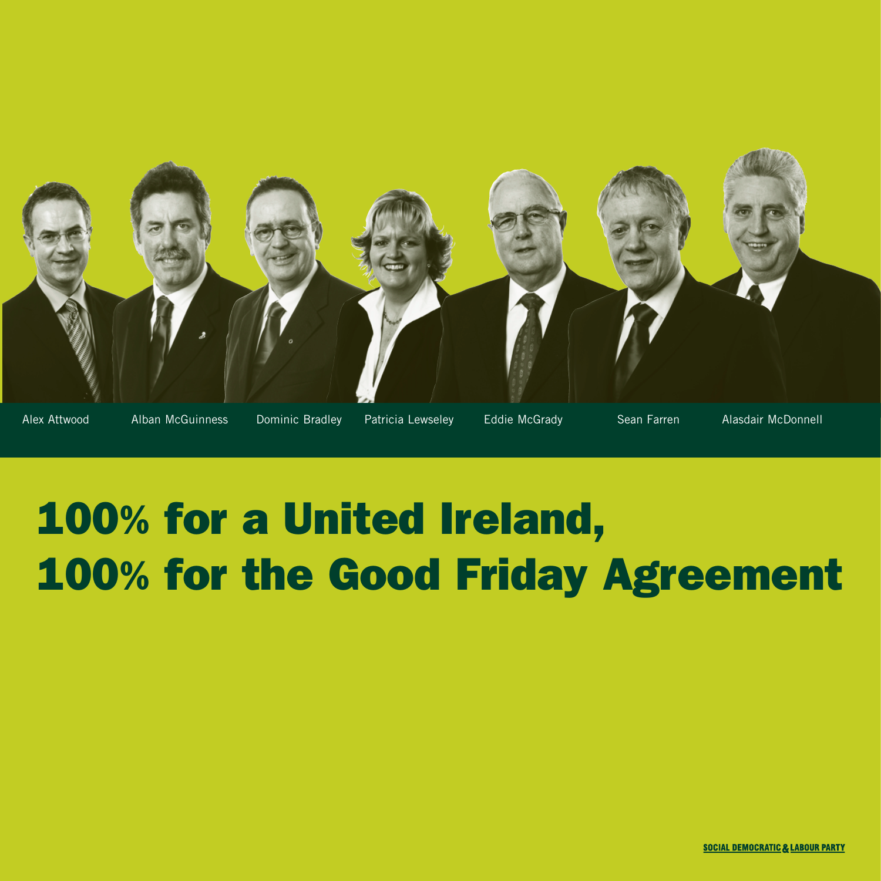Alex Attwood Alban McGuinness Dominic Bradley Patricia Lewseley Eddie McGrady Sean Farren Alasdair McDonnell

# 100% for a United Ireland, 100% for the Good Friday Agreement

SOCIAL DEMOCRATIC & LABOUR PARTY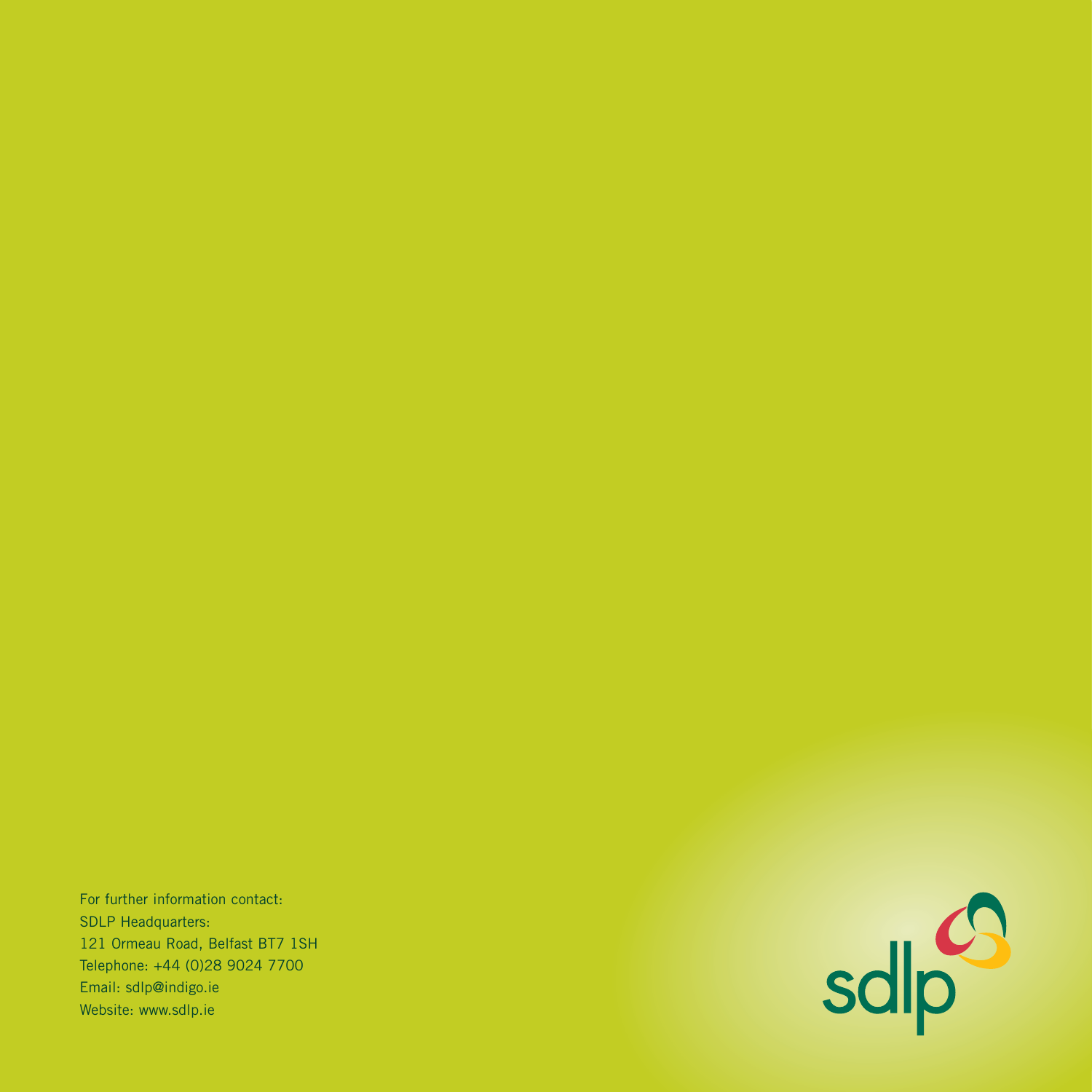For further information contact:
SDLP Headquarters:
121 Ormeau Road, Belfast BT7 1SH
Telephone: +44 (0)28 9024 7700
Email: sdlp@indigo.ie
Website: www.sdlp.ie

sdlp